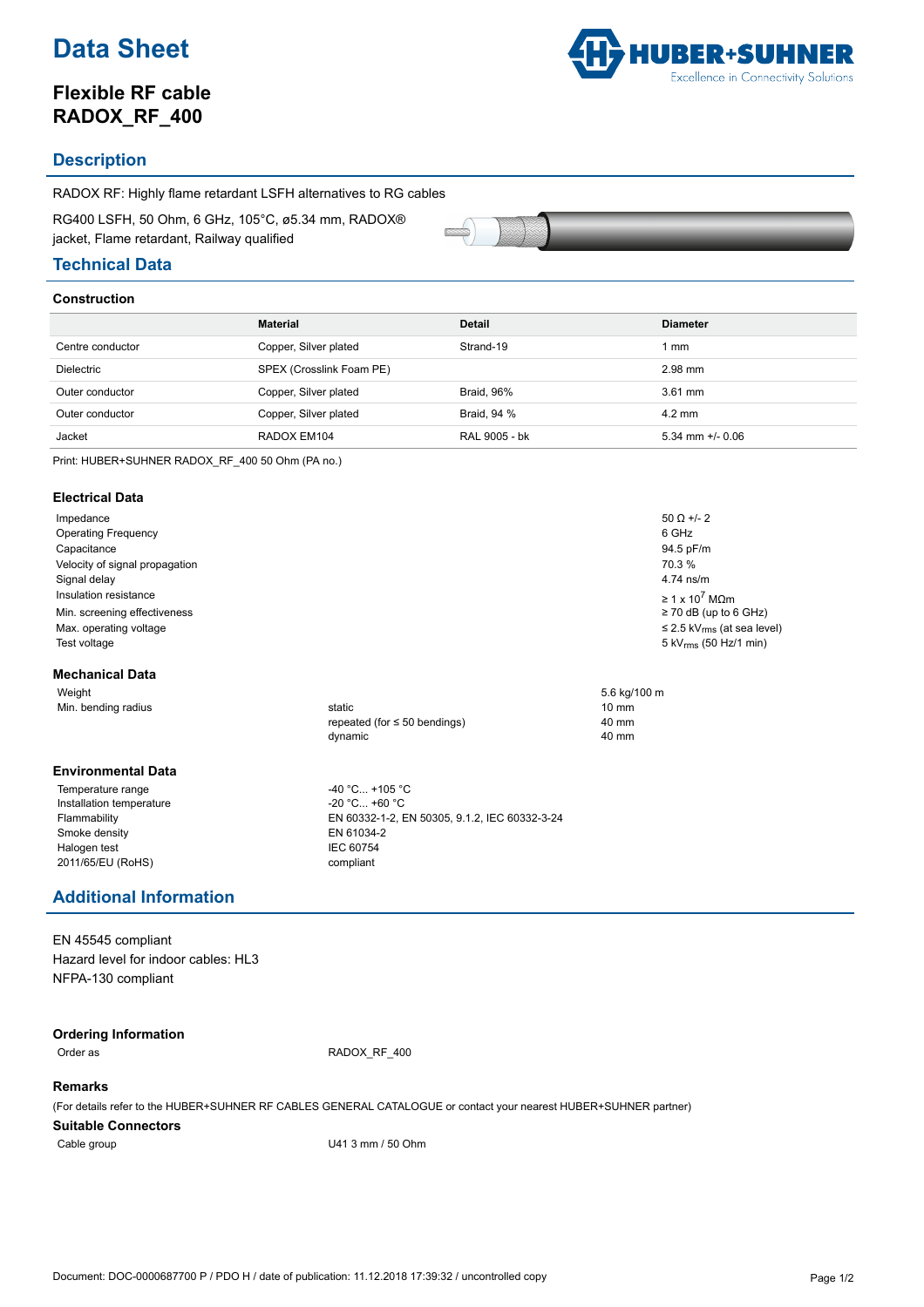# Data Sheet

## Flexible RF cable RADOX_RF_400

## Description

RADOX RF: Highly flame retardant LSFH alternatives to RG cables

RG400 LSFH, 50 Ohm, 6 GHz, 105°C, ø5.34 mm, RADOX® jacket, Flame retardant, Railway qualified

## Technical Data

### Construction

| | Material | Detail | Diameter |
|---|---|---|---|
| Centre conductor | Copper, Silver plated | Strand-19 | 1 mm |
| Dielectric | SPEX (Crosslink Foam PE) | | 2.98 mm |
| Outer conductor | Copper, Silver plated | Braid, 96% | 3.61 mm |
| Outer conductor | Copper, Silver plated | Braid, 94 % | 4.2 mm |
| Jacket | RADOX EM104 | RAL 9005 - bk | 5.34 mm +/- 0.06 |

Print: HUBER+SUHNER RADOX_RF_400 50 Ohm (PA no.)

### Electrical Data

| | |
|---|---|
| Impedance | 50 Ω +/- 2 |
| Operating Frequency | 6 GHz |
| Capacitance | 94.5 pF/m |
| Velocity of signal propagation | 70.3 % |
| Signal delay | 4.74 ns/m |
| Insulation resistance | ≥ 1 x $10^7$ MΩm |
| Min. screening effectiveness | ≥ 70 dB (up to 6 GHz) |
| Max. operating voltage | ≤ 2.5 $kV_{rms}$ (at sea level) |
| Test voltage | 5 $kV_{rms}$ (50 Hz/1 min) |

### Mechanical Data

| | | |
|---|---|---|
| Weight | | 5.6 kg/100 m |
| Min. bending radius | static | 10 mm |
| | repeated (for ≤ 50 bendings) | 40 mm |
| | dynamic | 40 mm |

### Environmental Data

| | |
|---|---|
| Temperature range | -40 °C... +105 °C |
| Installation temperature | -20 °C... +60 °C |
| Flammability | EN 60332-1-2, EN 50305, 9.1.2, IEC 60332-3-24 |
| Smoke density | EN 61034-2 |
| Halogen test | IEC 60754 |
| 2011/65/EU (RoHS) | compliant |

## Additional Information

EN 45545 compliant
Hazard level for indoor cables: HL3
NFPA-130 compliant

### Ordering Information

| | |
|---|---|
| Order as | RADOX_RF_400 |

### Remarks

(For details refer to the HUBER+SUHNER RF CABLES GENERAL CATALOGUE or contact your nearest HUBER+SUHNER partner)

### Suitable Connectors

| | |
|---|---|
| Cable group | U41 3 mm / 50 Ohm |

Document: DOC-0000687700 P / PDO H / date of publication: 11.12.2018 17:39:32 / uncontrolled copy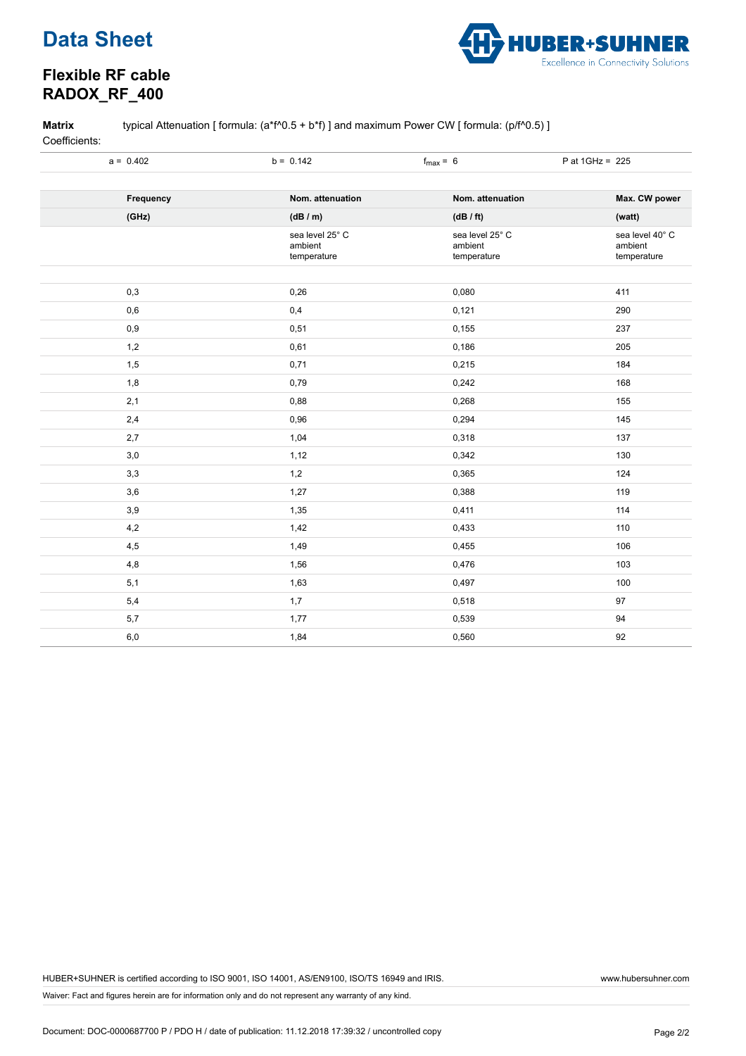# Data Sheet

## Flexible RF cable
## RADOX_RF_400

**Matrix** Coefficients: typical Attenuation [ formula: (a*f^0.5 + b*f) ] and maximum Power CW [ formula: (p/f^0.5) ]

| | | | |
|---|---|---|---|
| a = 0.402 | b = 0.142 | $f_{max}$ = 6 | P at 1GHz = 225 |

| Frequency | Nom. attenuation | Nom. attenuation | Max. CW power |
|---|---|---|---|
| (GHz) | (dB / m) | (dB / ft) | (watt) |
| | sea level 25° C ambient temperature | sea level 25° C ambient temperature | sea level 40° C ambient temperature |
| 0,3 | 0,26 | 0,080 | 411 |
| 0,6 | 0,4 | 0,121 | 290 |
| 0,9 | 0,51 | 0,155 | 237 |
| 1,2 | 0,61 | 0,186 | 205 |
| 1,5 | 0,71 | 0,215 | 184 |
| 1,8 | 0,79 | 0,242 | 168 |
| 2,1 | 0,88 | 0,268 | 155 |
| 2,4 | 0,96 | 0,294 | 145 |
| 2,7 | 1,04 | 0,318 | 137 |
| 3,0 | 1,12 | 0,342 | 130 |
| 3,3 | 1,2 | 0,365 | 124 |
| 3,6 | 1,27 | 0,388 | 119 |
| 3,9 | 1,35 | 0,411 | 114 |
| 4,2 | 1,42 | 0,433 | 110 |
| 4,5 | 1,49 | 0,455 | 106 |
| 4,8 | 1,56 | 0,476 | 103 |
| 5,1 | 1,63 | 0,497 | 100 |
| 5,4 | 1,7 | 0,518 | 97 |
| 5,7 | 1,77 | 0,539 | 94 |
| 6,0 | 1,84 | 0,560 | 92 |

HUBER+SUHNER is certified according to ISO 9001, ISO 14001, AS/EN9100, ISO/TS 16949 and IRIS. www.hubersuhner.com

Waiver: Fact and figures herein are for information only and do not represent any warranty of any kind.

Document: DOC-0000687700 P / PDO H / date of publication: 11.12.2018 17:39:32 / uncontrolled copy